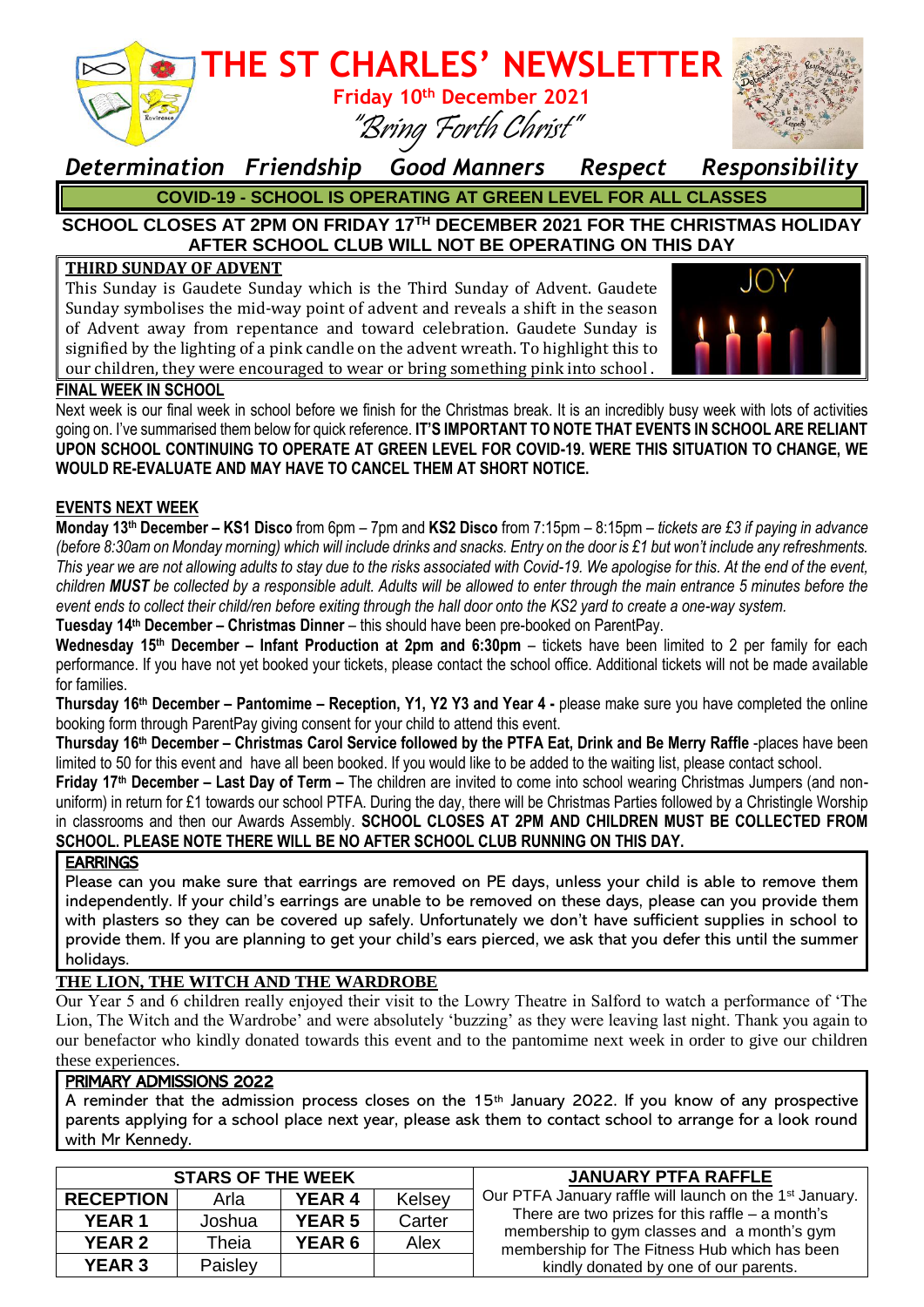# THE ST CHARLES' NEWSLETTER

**Friday 10th December 2021**

*"Bring Forth Christ"*

***Determination Friendship Good Manners Respect Responsibility***

**COVID-19 - SCHOOL IS OPERATING AT GREEN LEVEL FOR ALL CLASSES**

**SCHOOL CLOSES AT 2PM ON FRIDAY 17TH DECEMBER 2021 FOR THE CHRISTMAS HOLIDAY AFTER SCHOOL CLUB WILL NOT BE OPERATING ON THIS DAY**

## THIRD SUNDAY OF ADVENT

This Sunday is Gaudete Sunday which is the Third Sunday of Advent. Gaudete Sunday symbolises the mid-way point of advent and reveals a shift in the season of Advent away from repentance and toward celebration. Gaudete Sunday is signified by the lighting of a pink candle on the advent wreath. To highlight this to our children, they were encouraged to wear or bring something pink into school.

## FINAL WEEK IN SCHOOL

Next week is our final week in school before we finish for the Christmas break. It is an incredibly busy week with lots of activities going on. I've summarised them below for quick reference. **IT'S IMPORTANT TO NOTE THAT EVENTS IN SCHOOL ARE RELIANT UPON SCHOOL CONTINUING TO OPERATE AT GREEN LEVEL FOR COVID-19. WERE THIS SITUATION TO CHANGE, WE WOULD RE-EVALUATE AND MAY HAVE TO CANCEL THEM AT SHORT NOTICE.**

## EVENTS NEXT WEEK

**Monday 13th December – KS1 Disco** from 6pm – 7pm and **KS2 Disco** from 7:15pm – 8:15pm – *tickets are £3 if paying in advance (before 8:30am on Monday morning) which will include drinks and snacks. Entry on the door is £1 but won't include any refreshments. This year we are not allowing adults to stay due to the risks associated with Covid-19. We apologise for this. At the end of the event, children **MUST** be collected by a responsible adult. Adults will be allowed to enter through the main entrance 5 minutes before the event ends to collect their child/ren before exiting through the hall door onto the KS2 yard to create a one-way system.*

**Tuesday 14th December – Christmas Dinner** – this should have been pre-booked on ParentPay.

**Wednesday 15th December – Infant Production at 2pm and 6:30pm** – tickets have been limited to 2 per family for each performance. If you have not yet booked your tickets, please contact the school office. Additional tickets will not be made available for families.

**Thursday 16th December – Pantomime – Reception, Y1, Y2 Y3 and Year 4 -** please make sure you have completed the online booking form through ParentPay giving consent for your child to attend this event.

**Thursday 16th December – Christmas Carol Service followed by the PTFA Eat, Drink and Be Merry Raffle** -places have been limited to 50 for this event and have all been booked. If you would like to be added to the waiting list, please contact school.

**Friday 17th December – Last Day of Term –** The children are invited to come into school wearing Christmas Jumpers (and non-uniform) in return for £1 towards our school PTFA. During the day, there will be Christmas Parties followed by a Christingle Worship in classrooms and then our Awards Assembly. **SCHOOL CLOSES AT 2PM AND CHILDREN MUST BE COLLECTED FROM SCHOOL. PLEASE NOTE THERE WILL BE NO AFTER SCHOOL CLUB RUNNING ON THIS DAY.**

## EARRINGS

Please can you make sure that earrings are removed on PE days, unless your child is able to remove them independently. If your child's earrings are unable to be removed on these days, please can you provide them with plasters so they can be covered up safely. Unfortunately we don't have sufficient supplies in school to provide them. If you are planning to get your child's ears pierced, we ask that you defer this until the summer holidays.

## THE LION, THE WITCH AND THE WARDROBE

Our Year 5 and 6 children really enjoyed their visit to the Lowry Theatre in Salford to watch a performance of 'The Lion, The Witch and the Wardrobe' and were absolutely 'buzzing' as they were leaving last night. Thank you again to our benefactor who kindly donated towards this event and to the pantomime next week in order to give our children these experiences.

## PRIMARY ADMISSIONS 2022

A reminder that the admission process closes on the 15th January 2022. If you know of any prospective parents applying for a school place next year, please ask them to contact school to arrange for a look round with Mr Kennedy.

| STARS OF THE WEEK | | | |
|---|---|---|---|
| **RECEPTION** | Arla | **YEAR 4** | Kelsey |
| **YEAR 1** | Joshua | **YEAR 5** | Carter |
| **YEAR 2** | Theia | **YEAR 6** | Alex |
| **YEAR 3** | Paisley | | |

## JANUARY PTFA RAFFLE

Our PTFA January raffle will launch on the 1st January. There are two prizes for this raffle – a month's membership to gym classes and a month's gym membership for The Fitness Hub which has been kindly donated by one of our parents.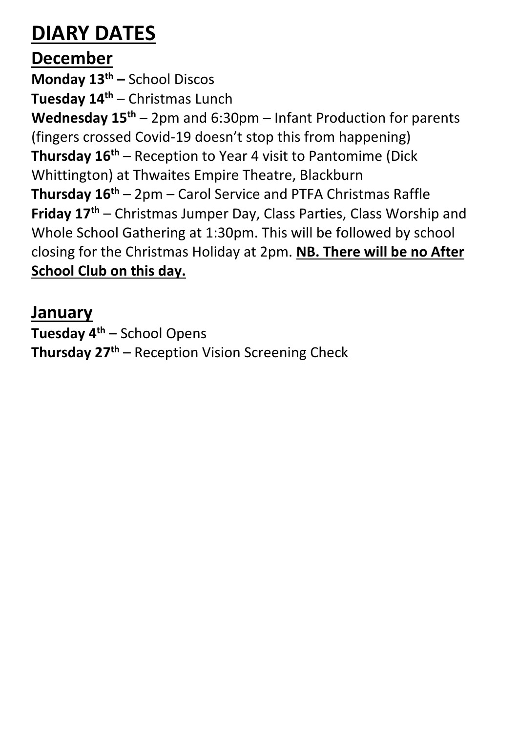# DIARY DATES

## December

**Monday 13th –** School Discos
**Tuesday 14th** – Christmas Lunch
**Wednesday 15th** – 2pm and 6:30pm – Infant Production for parents (fingers crossed Covid-19 doesn't stop this from happening)
**Thursday 16th** – Reception to Year 4 visit to Pantomime (Dick Whittington) at Thwaites Empire Theatre, Blackburn
**Thursday 16th** – 2pm – Carol Service and PTFA Christmas Raffle
**Friday 17th** – Christmas Jumper Day, Class Parties, Class Worship and Whole School Gathering at 1:30pm. This will be followed by school closing for the Christmas Holiday at 2pm. **NB. There will be no After School Club on this day.**

## January

**Tuesday 4th** – School Opens
**Thursday 27th** – Reception Vision Screening Check